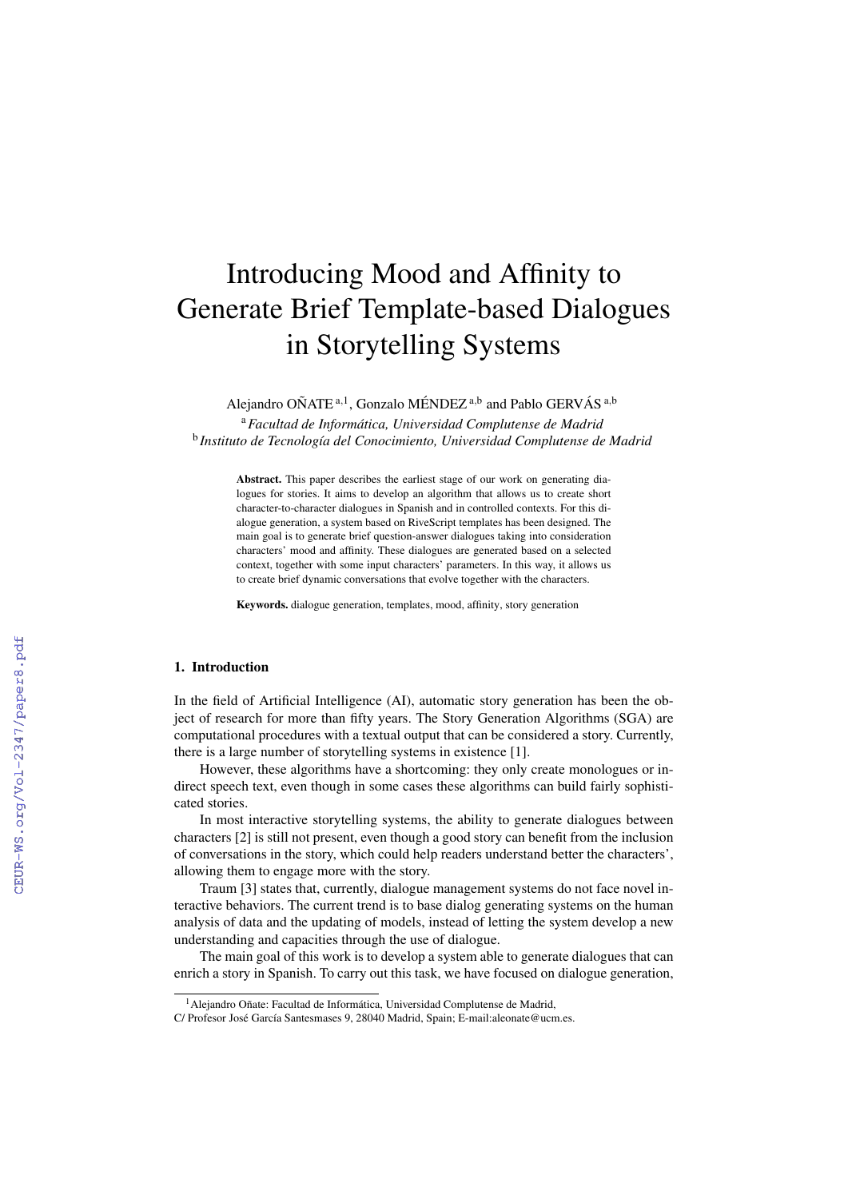# Introducing Mood and Affinity to Generate Brief Template-based Dialogues in Storytelling Systems

Alejandro OÑATE [a,1], Gonzalo MÉNDEZ [a,b] and Pablo GERVÁS [a,b]

[a] *Facultad de Informática, Universidad Complutense de Madrid*
[b] *Instituto de Tecnología del Conocimiento, Universidad Complutense de Madrid*

**Abstract.** This paper describes the earliest stage of our work on generating dialogues for stories. It aims to develop an algorithm that allows us to create short character-to-character dialogues in Spanish and in controlled contexts. For this dialogue generation, a system based on RiveScript templates has been designed. The main goal is to generate brief question-answer dialogues taking into consideration characters' mood and affinity. These dialogues are generated based on a selected context, together with some input characters' parameters. In this way, it allows us to create brief dynamic conversations that evolve together with the characters.

**Keywords.** dialogue generation, templates, mood, affinity, story generation

## 1. Introduction

In the field of Artificial Intelligence (AI), automatic story generation has been the object of research for more than fifty years. The Story Generation Algorithms (SGA) are computational procedures with a textual output that can be considered a story. Currently, there is a large number of storytelling systems in existence [1].

However, these algorithms have a shortcoming: they only create monologues or indirect speech text, even though in some cases these algorithms can build fairly sophisticated stories.

In most interactive storytelling systems, the ability to generate dialogues between characters [2] is still not present, even though a good story can benefit from the inclusion of conversations in the story, which could help readers understand better the characters', allowing them to engage more with the story.

Traum [3] states that, currently, dialogue management systems do not face novel interactive behaviors. The current trend is to base dialog generating systems on the human analysis of data and the updating of models, instead of letting the system develop a new understanding and capacities through the use of dialogue.

The main goal of this work is to develop a system able to generate dialogues that can enrich a story in Spanish. To carry out this task, we have focused on dialogue generation,

[1] Alejandro Oñate: Facultad de Informática, Universidad Complutense de Madrid, C/ Profesor José García Santesmases 9, 28040 Madrid, Spain; E-mail:aleonate@ucm.es.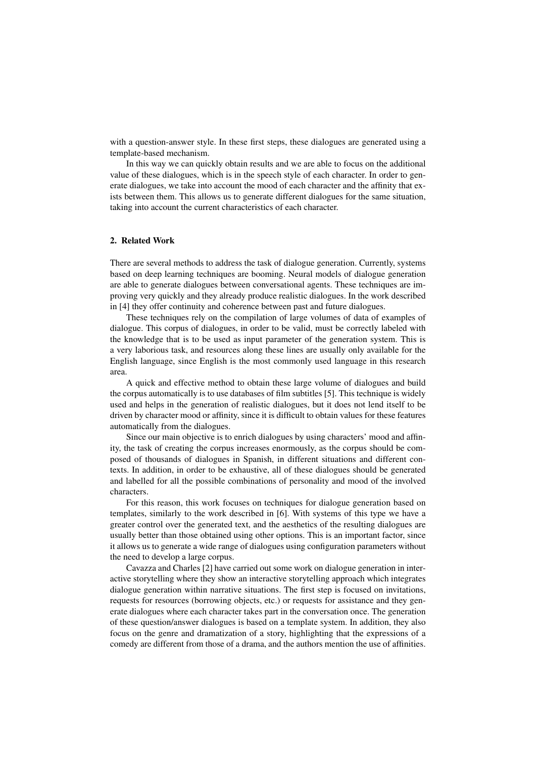with a question-answer style. In these first steps, these dialogues are generated using a template-based mechanism.

In this way we can quickly obtain results and we are able to focus on the additional value of these dialogues, which is in the speech style of each character. In order to generate dialogues, we take into account the mood of each character and the affinity that exists between them. This allows us to generate different dialogues for the same situation, taking into account the current characteristics of each character.

## 2. Related Work

There are several methods to address the task of dialogue generation. Currently, systems based on deep learning techniques are booming. Neural models of dialogue generation are able to generate dialogues between conversational agents. These techniques are improving very quickly and they already produce realistic dialogues. In the work described in [4] they offer continuity and coherence between past and future dialogues.

These techniques rely on the compilation of large volumes of data of examples of dialogue. This corpus of dialogues, in order to be valid, must be correctly labeled with the knowledge that is to be used as input parameter of the generation system. This is a very laborious task, and resources along these lines are usually only available for the English language, since English is the most commonly used language in this research area.

A quick and effective method to obtain these large volume of dialogues and build the corpus automatically is to use databases of film subtitles [5]. This technique is widely used and helps in the generation of realistic dialogues, but it does not lend itself to be driven by character mood or affinity, since it is difficult to obtain values for these features automatically from the dialogues.

Since our main objective is to enrich dialogues by using characters' mood and affinity, the task of creating the corpus increases enormously, as the corpus should be composed of thousands of dialogues in Spanish, in different situations and different contexts. In addition, in order to be exhaustive, all of these dialogues should be generated and labelled for all the possible combinations of personality and mood of the involved characters.

For this reason, this work focuses on techniques for dialogue generation based on templates, similarly to the work described in [6]. With systems of this type we have a greater control over the generated text, and the aesthetics of the resulting dialogues are usually better than those obtained using other options. This is an important factor, since it allows us to generate a wide range of dialogues using configuration parameters without the need to develop a large corpus.

Cavazza and Charles [2] have carried out some work on dialogue generation in interactive storytelling where they show an interactive storytelling approach which integrates dialogue generation within narrative situations. The first step is focused on invitations, requests for resources (borrowing objects, etc.) or requests for assistance and they generate dialogues where each character takes part in the conversation once. The generation of these question/answer dialogues is based on a template system. In addition, they also focus on the genre and dramatization of a story, highlighting that the expressions of a comedy are different from those of a drama, and the authors mention the use of affinities.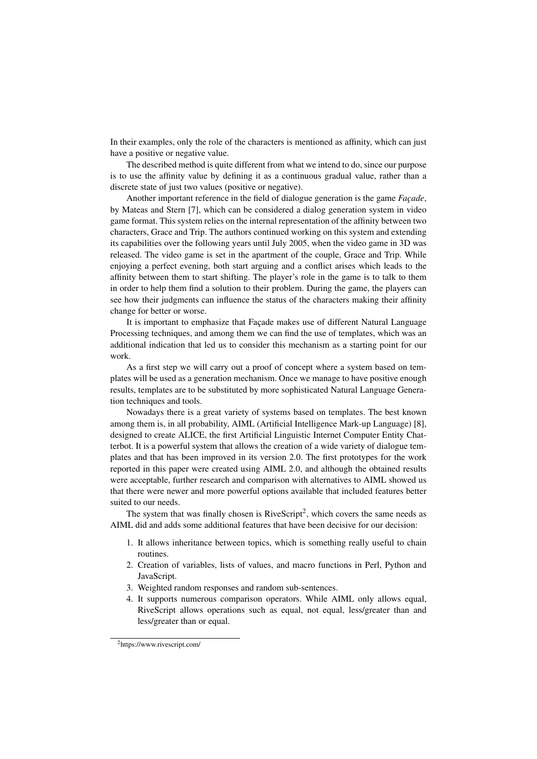In their examples, only the role of the characters is mentioned as affinity, which can just have a positive or negative value.

The described method is quite different from what we intend to do, since our purpose is to use the affinity value by defining it as a continuous gradual value, rather than a discrete state of just two values (positive or negative).

Another important reference in the field of dialogue generation is the game *Façade*, by Mateas and Stern [7], which can be considered a dialog generation system in video game format. This system relies on the internal representation of the affinity between two characters, Grace and Trip. The authors continued working on this system and extending its capabilities over the following years until July 2005, when the video game in 3D was released. The video game is set in the apartment of the couple, Grace and Trip. While enjoying a perfect evening, both start arguing and a conflict arises which leads to the affinity between them to start shifting. The player's role in the game is to talk to them in order to help them find a solution to their problem. During the game, the players can see how their judgments can influence the status of the characters making their affinity change for better or worse.

It is important to emphasize that Façade makes use of different Natural Language Processing techniques, and among them we can find the use of templates, which was an additional indication that led us to consider this mechanism as a starting point for our work.

As a first step we will carry out a proof of concept where a system based on templates will be used as a generation mechanism. Once we manage to have positive enough results, templates are to be substituted by more sophisticated Natural Language Generation techniques and tools.

Nowadays there is a great variety of systems based on templates. The best known among them is, in all probability, AIML (Artificial Intelligence Mark-up Language) [8], designed to create ALICE, the first Artificial Linguistic Internet Computer Entity Chatterbot. It is a powerful system that allows the creation of a wide variety of dialogue templates and that has been improved in its version 2.0. The first prototypes for the work reported in this paper were created using AIML 2.0, and although the obtained results were acceptable, further research and comparison with alternatives to AIML showed us that there were newer and more powerful options available that included features better suited to our needs.

The system that was finally chosen is RiveScript[2], which covers the same needs as AIML did and adds some additional features that have been decisive for our decision:

1. It allows inheritance between topics, which is something really useful to chain routines.
2. Creation of variables, lists of values, and macro functions in Perl, Python and JavaScript.
3. Weighted random responses and random sub-sentences.
4. It supports numerous comparison operators. While AIML only allows equal, RiveScript allows operations such as equal, not equal, less/greater than and less/greater than or equal.

[2] https://www.rivescript.com/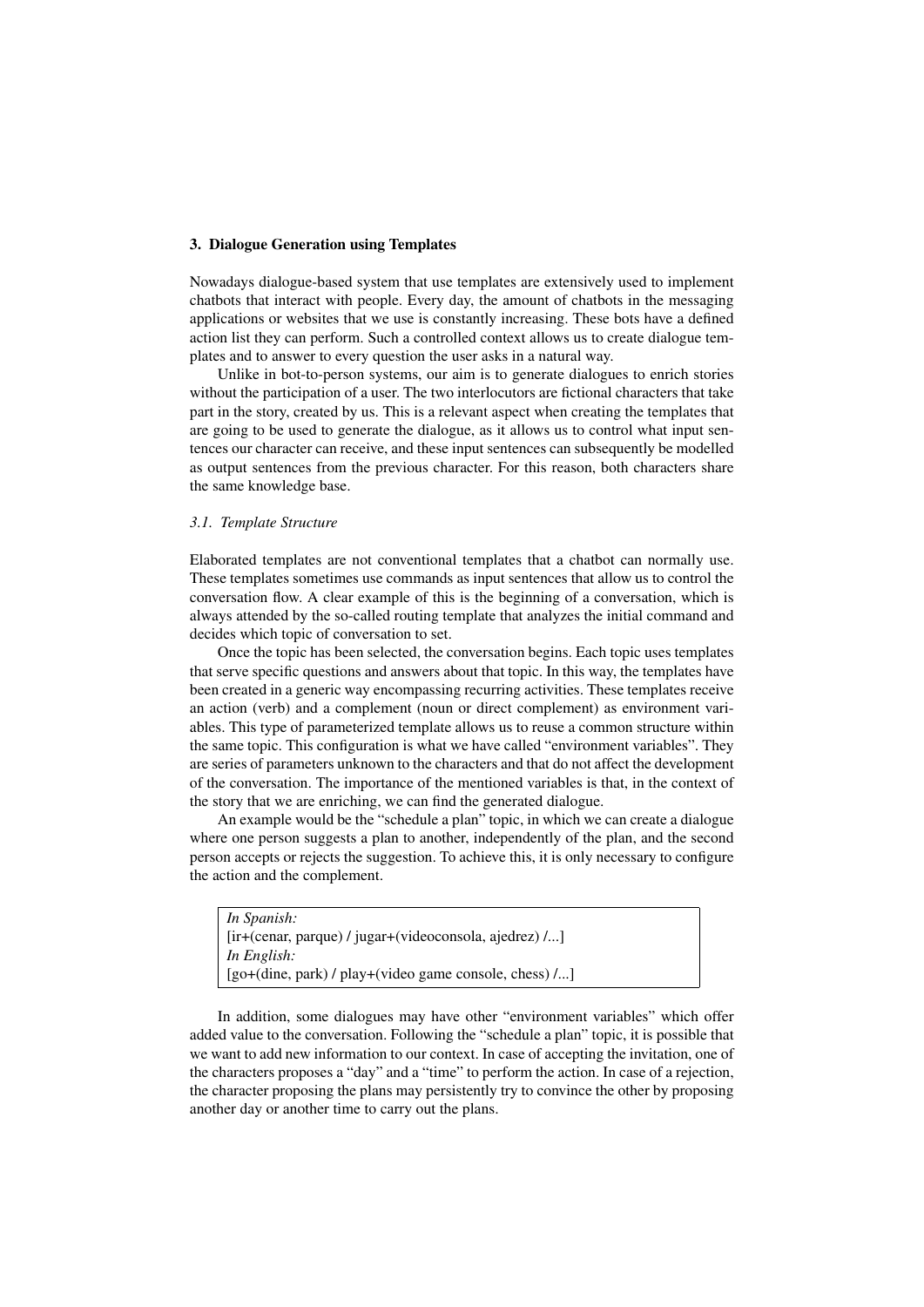## 3. Dialogue Generation using Templates

Nowadays dialogue-based system that use templates are extensively used to implement chatbots that interact with people. Every day, the amount of chatbots in the messaging applications or websites that we use is constantly increasing. These bots have a defined action list they can perform. Such a controlled context allows us to create dialogue templates and to answer to every question the user asks in a natural way.

Unlike in bot-to-person systems, our aim is to generate dialogues to enrich stories without the participation of a user. The two interlocutors are fictional characters that take part in the story, created by us. This is a relevant aspect when creating the templates that are going to be used to generate the dialogue, as it allows us to control what input sentences our character can receive, and these input sentences can subsequently be modelled as output sentences from the previous character. For this reason, both characters share the same knowledge base.

### *3.1. Template Structure*

Elaborated templates are not conventional templates that a chatbot can normally use. These templates sometimes use commands as input sentences that allow us to control the conversation flow. A clear example of this is the beginning of a conversation, which is always attended by the so-called routing template that analyzes the initial command and decides which topic of conversation to set.

Once the topic has been selected, the conversation begins. Each topic uses templates that serve specific questions and answers about that topic. In this way, the templates have been created in a generic way encompassing recurring activities. These templates receive an action (verb) and a complement (noun or direct complement) as environment variables. This type of parameterized template allows us to reuse a common structure within the same topic. This configuration is what we have called "environment variables". They are series of parameters unknown to the characters and that do not affect the development of the conversation. The importance of the mentioned variables is that, in the context of the story that we are enriching, we can find the generated dialogue.

An example would be the "schedule a plan" topic, in which we can create a dialogue where one person suggests a plan to another, independently of the plan, and the second person accepts or rejects the suggestion. To achieve this, it is only necessary to configure the action and the complement.

*In Spanish:*
[ir+(cenar, parque) / jugar+(videoconsola, ajedrez) /...]
*In English:*
[go+(dine, park) / play+(video game console, chess) /...]

In addition, some dialogues may have other "environment variables" which offer added value to the conversation. Following the "schedule a plan" topic, it is possible that we want to add new information to our context. In case of accepting the invitation, one of the characters proposes a "day" and a "time" to perform the action. In case of a rejection, the character proposing the plans may persistently try to convince the other by proposing another day or another time to carry out the plans.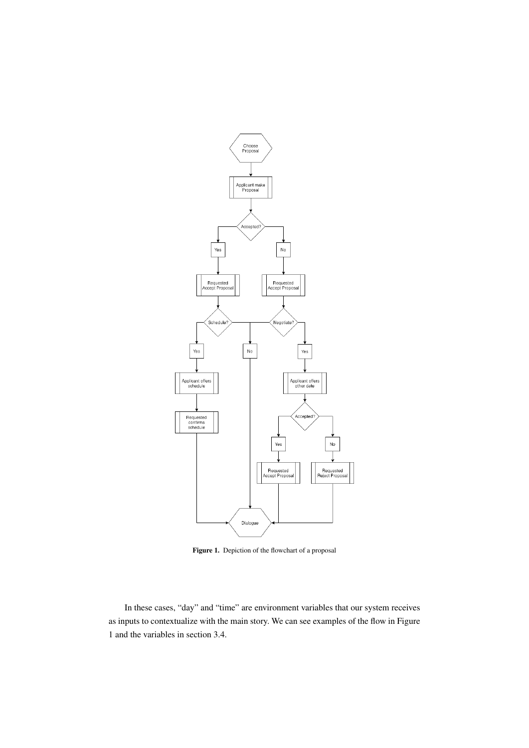**Figure 1.** Depiction of the flowchart of a proposal

In these cases, “day” and “time” are environment variables that our system receives as inputs to contextualize with the main story. We can see examples of the flow in Figure 1 and the variables in section 3.4.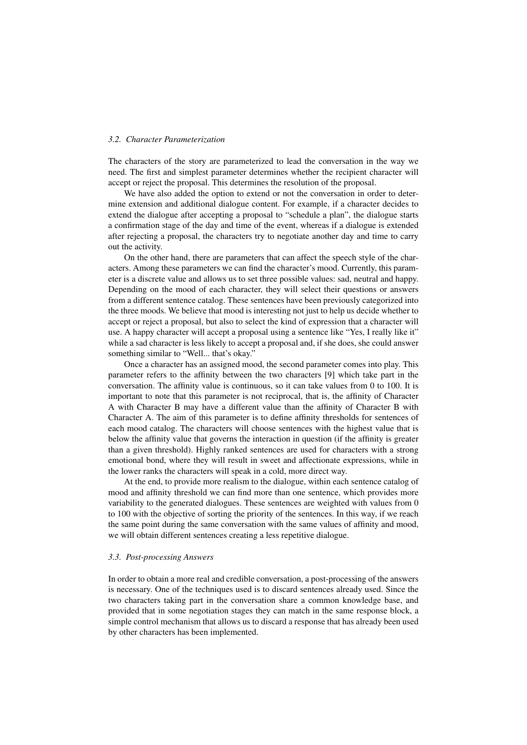### 3.2. Character Parameterization

The characters of the story are parameterized to lead the conversation in the way we need. The first and simplest parameter determines whether the recipient character will accept or reject the proposal. This determines the resolution of the proposal.

We have also added the option to extend or not the conversation in order to determine extension and additional dialogue content. For example, if a character decides to extend the dialogue after accepting a proposal to "schedule a plan", the dialogue starts a confirmation stage of the day and time of the event, whereas if a dialogue is extended after rejecting a proposal, the characters try to negotiate another day and time to carry out the activity.

On the other hand, there are parameters that can affect the speech style of the characters. Among these parameters we can find the character's mood. Currently, this parameter is a discrete value and allows us to set three possible values: sad, neutral and happy. Depending on the mood of each character, they will select their questions or answers from a different sentence catalog. These sentences have been previously categorized into the three moods. We believe that mood is interesting not just to help us decide whether to accept or reject a proposal, but also to select the kind of expression that a character will use. A happy character will accept a proposal using a sentence like "Yes, I really like it" while a sad character is less likely to accept a proposal and, if she does, she could answer something similar to "Well... that's okay."

Once a character has an assigned mood, the second parameter comes into play. This parameter refers to the affinity between the two characters [9] which take part in the conversation. The affinity value is continuous, so it can take values from 0 to 100. It is important to note that this parameter is not reciprocal, that is, the affinity of Character A with Character B may have a different value than the affinity of Character B with Character A. The aim of this parameter is to define affinity thresholds for sentences of each mood catalog. The characters will choose sentences with the highest value that is below the affinity value that governs the interaction in question (if the affinity is greater than a given threshold). Highly ranked sentences are used for characters with a strong emotional bond, where they will result in sweet and affectionate expressions, while in the lower ranks the characters will speak in a cold, more direct way.

At the end, to provide more realism to the dialogue, within each sentence catalog of mood and affinity threshold we can find more than one sentence, which provides more variability to the generated dialogues. These sentences are weighted with values from 0 to 100 with the objective of sorting the priority of the sentences. In this way, if we reach the same point during the same conversation with the same values of affinity and mood, we will obtain different sentences creating a less repetitive dialogue.

### 3.3. Post-processing Answers

In order to obtain a more real and credible conversation, a post-processing of the answers is necessary. One of the techniques used is to discard sentences already used. Since the two characters taking part in the conversation share a common knowledge base, and provided that in some negotiation stages they can match in the same response block, a simple control mechanism that allows us to discard a response that has already been used by other characters has been implemented.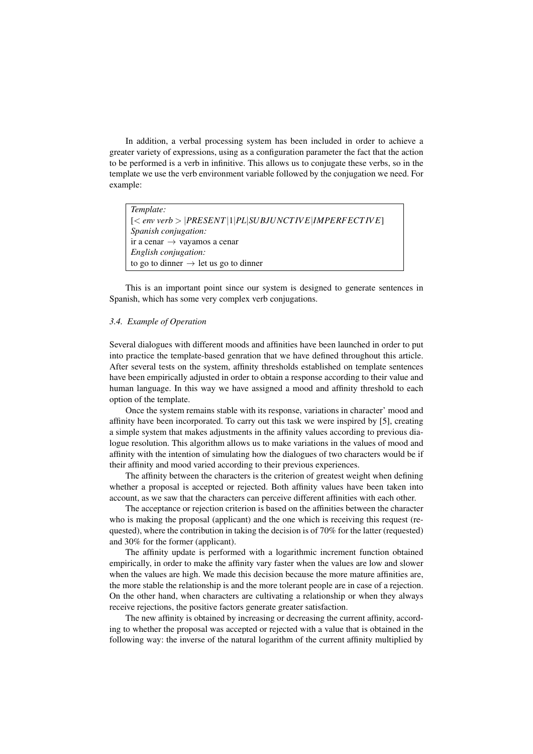In addition, a verbal processing system has been included in order to achieve a greater variety of expressions, using as a configuration parameter the fact that the action to be performed is a verb in infinitive. This allows us to conjugate these verbs, so in the template we use the verb environment variable followed by the conjugation we need. For example:

> *Template:*
> $[< \textit{env verb} > |PRESENT|1|PL|SUBJUNCTIVE|IMPERFECTIVE]$
> *Spanish conjugation:*
> ir a cenar $\rightarrow$ vayamos a cenar
> *English conjugation:*
> to go to dinner $\rightarrow$ let us go to dinner

This is an important point since our system is designed to generate sentences in Spanish, which has some very complex verb conjugations.

### *3.4. Example of Operation*

Several dialogues with different moods and affinities have been launched in order to put into practice the template-based genration that we have defined throughout this article. After several tests on the system, affinity thresholds established on template sentences have been empirically adjusted in order to obtain a response according to their value and human language. In this way we have assigned a mood and affinity threshold to each option of the template.

Once the system remains stable with its response, variations in character' mood and affinity have been incorporated. To carry out this task we were inspired by [5], creating a simple system that makes adjustments in the affinity values according to previous dialogue resolution. This algorithm allows us to make variations in the values of mood and affinity with the intention of simulating how the dialogues of two characters would be if their affinity and mood varied according to their previous experiences.

The affinity between the characters is the criterion of greatest weight when defining whether a proposal is accepted or rejected. Both affinity values have been taken into account, as we saw that the characters can perceive different affinities with each other.

The acceptance or rejection criterion is based on the affinities between the character who is making the proposal (applicant) and the one which is receiving this request (requested), where the contribution in taking the decision is of 70% for the latter (requested) and 30% for the former (applicant).

The affinity update is performed with a logarithmic increment function obtained empirically, in order to make the affinity vary faster when the values are low and slower when the values are high. We made this decision because the more mature affinities are, the more stable the relationship is and the more tolerant people are in case of a rejection. On the other hand, when characters are cultivating a relationship or when they always receive rejections, the positive factors generate greater satisfaction.

The new affinity is obtained by increasing or decreasing the current affinity, according to whether the proposal was accepted or rejected with a value that is obtained in the following way: the inverse of the natural logarithm of the current affinity multiplied by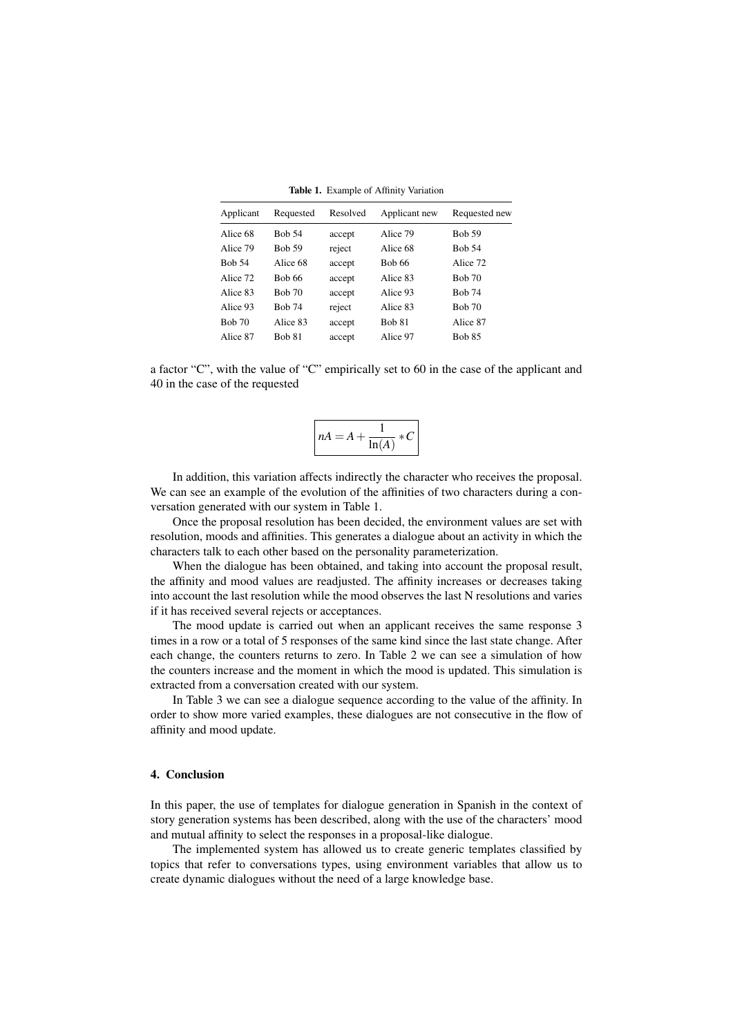**Table 1.** Example of Affinity Variation

| Applicant | Requested | Resolved | Applicant new | Requested new |
|---|---|---|---|---|
| Alice 68 | Bob 54 | accept | Alice 79 | Bob 59 |
| Alice 79 | Bob 59 | reject | Alice 68 | Bob 54 |
| Bob 54 | Alice 68 | accept | Bob 66 | Alice 72 |
| Alice 72 | Bob 66 | accept | Alice 83 | Bob 70 |
| Alice 83 | Bob 70 | accept | Alice 93 | Bob 74 |
| Alice 93 | Bob 74 | reject | Alice 83 | Bob 70 |
| Bob 70 | Alice 83 | accept | Bob 81 | Alice 87 |
| Alice 87 | Bob 81 | accept | Alice 97 | Bob 85 |

a factor "C", with the value of "C" empirically set to 60 in the case of the applicant and 40 in the case of the requested

$$nA = A + \frac{1}{\ln(A)} * C$$

In addition, this variation affects indirectly the character who receives the proposal. We can see an example of the evolution of the affinities of two characters during a conversation generated with our system in Table 1.

Once the proposal resolution has been decided, the environment values are set with resolution, moods and affinities. This generates a dialogue about an activity in which the characters talk to each other based on the personality parameterization.

When the dialogue has been obtained, and taking into account the proposal result, the affinity and mood values are readjusted. The affinity increases or decreases taking into account the last resolution while the mood observes the last N resolutions and varies if it has received several rejects or acceptances.

The mood update is carried out when an applicant receives the same response 3 times in a row or a total of 5 responses of the same kind since the last state change. After each change, the counters returns to zero. In Table 2 we can see a simulation of how the counters increase and the moment in which the mood is updated. This simulation is extracted from a conversation created with our system.

In Table 3 we can see a dialogue sequence according to the value of the affinity. In order to show more varied examples, these dialogues are not consecutive in the flow of affinity and mood update.

## 4. Conclusion

In this paper, the use of templates for dialogue generation in Spanish in the context of story generation systems has been described, along with the use of the characters' mood and mutual affinity to select the responses in a proposal-like dialogue.

The implemented system has allowed us to create generic templates classified by topics that refer to conversations types, using environment variables that allow us to create dynamic dialogues without the need of a large knowledge base.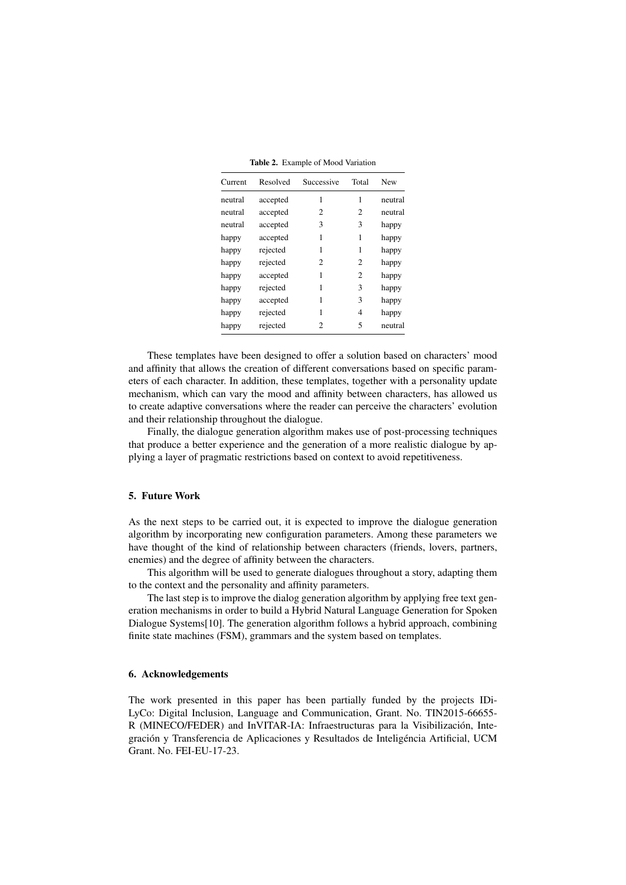**Table 2.** Example of Mood Variation

| Current | Resolved | Successive | Total | New |
|---|---|---|---|---|
| neutral | accepted | 1 | 1 | neutral |
| neutral | accepted | 2 | 2 | neutral |
| neutral | accepted | 3 | 3 | happy |
| happy | accepted | 1 | 1 | happy |
| happy | rejected | 1 | 1 | happy |
| happy | rejected | 2 | 2 | happy |
| happy | accepted | 1 | 2 | happy |
| happy | rejected | 1 | 3 | happy |
| happy | accepted | 1 | 3 | happy |
| happy | rejected | 1 | 4 | happy |
| happy | rejected | 2 | 5 | neutral |

These templates have been designed to offer a solution based on characters' mood and affinity that allows the creation of different conversations based on specific parameters of each character. In addition, these templates, together with a personality update mechanism, which can vary the mood and affinity between characters, has allowed us to create adaptive conversations where the reader can perceive the characters' evolution and their relationship throughout the dialogue.

Finally, the dialogue generation algorithm makes use of post-processing techniques that produce a better experience and the generation of a more realistic dialogue by applying a layer of pragmatic restrictions based on context to avoid repetitiveness.

## 5. Future Work

As the next steps to be carried out, it is expected to improve the dialogue generation algorithm by incorporating new configuration parameters. Among these parameters we have thought of the kind of relationship between characters (friends, lovers, partners, enemies) and the degree of affinity between the characters.

This algorithm will be used to generate dialogues throughout a story, adapting them to the context and the personality and affinity parameters.

The last step is to improve the dialog generation algorithm by applying free text generation mechanisms in order to build a Hybrid Natural Language Generation for Spoken Dialogue Systems[10]. The generation algorithm follows a hybrid approach, combining finite state machines (FSM), grammars and the system based on templates.

## 6. Acknowledgements

The work presented in this paper has been partially funded by the projects IDiLyCo: Digital Inclusion, Language and Communication, Grant. No. TIN2015-66655-R (MINECO/FEDER) and InVITAR-IA: Infraestructuras para la Visibilización, Integración y Transferencia de Aplicaciones y Resultados de Inteligéncia Artificial, UCM Grant. No. FEI-EU-17-23.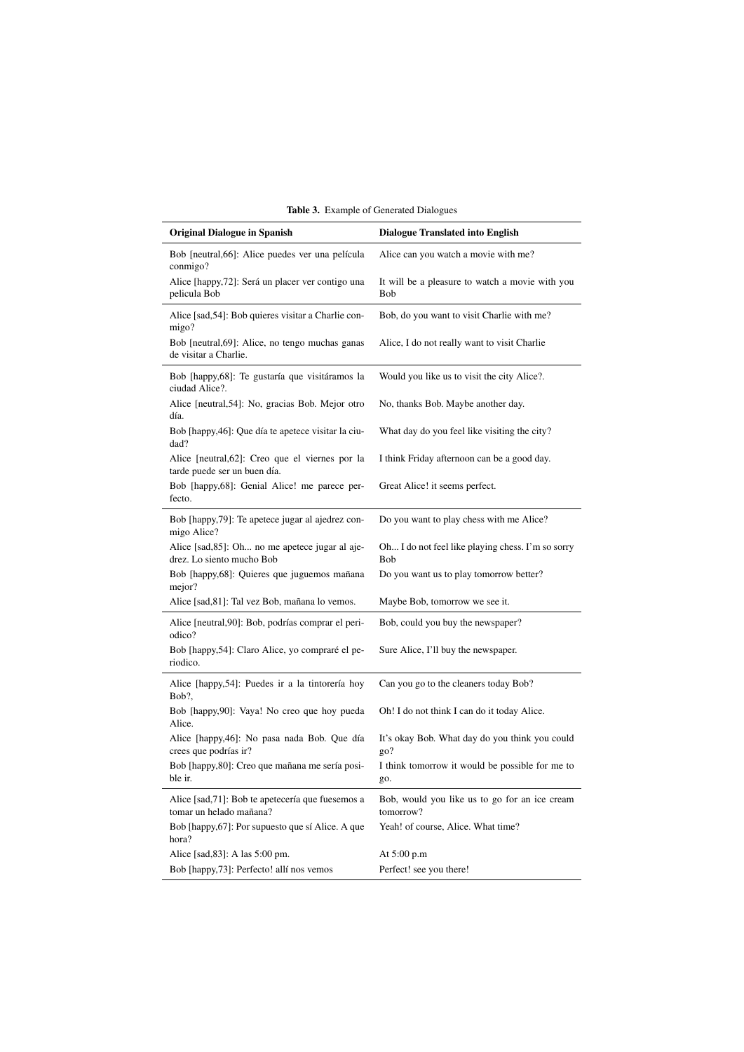**Table 3.** Example of Generated Dialogues

| Original Dialogue in Spanish | Dialogue Translated into English |
|---|---|
| Bob [neutral,66]: Alice puedes ver una película conmigo? | Alice can you watch a movie with me? |
| Alice [happy,72]: Será un placer ver contigo una pelicula Bob | It will be a pleasure to watch a movie with you Bob |
| Alice [sad,54]: Bob quieres visitar a Charlie conmigo? | Bob, do you want to visit Charlie with me? |
| Bob [neutral,69]: Alice, no tengo muchas ganas de visitar a Charlie. | Alice, I do not really want to visit Charlie |
| Bob [happy,68]: Te gustaría que visitáramos la ciudad Alice?. | Would you like us to visit the city Alice?. |
| Alice [neutral,54]: No, gracias Bob. Mejor otro día. | No, thanks Bob. Maybe another day. |
| Bob [happy,46]: Que día te apetece visitar la ciudad? | What day do you feel like visiting the city? |
| Alice [neutral,62]: Creo que el viernes por la tarde puede ser un buen día. | I think Friday afternoon can be a good day. |
| Bob [happy,68]: Genial Alice! me parece perfecto. | Great Alice! it seems perfect. |
| Bob [happy,79]: Te apetece jugar al ajedrez conmigo Alice? | Do you want to play chess with me Alice? |
| Alice [sad,85]: Oh... no me apetece jugar al ajedrez. Lo siento mucho Bob | Oh... I do not feel like playing chess. I'm so sorry Bob |
| Bob [happy,68]: Quieres que juguemos mañana mejor? | Do you want us to play tomorrow better? |
| Alice [sad,81]: Tal vez Bob, mañana lo vemos. | Maybe Bob, tomorrow we see it. |
| Alice [neutral,90]: Bob, podrías comprar el periodico? | Bob, could you buy the newspaper? |
| Bob [happy,54]: Claro Alice, yo compraré el periodico. | Sure Alice, I'll buy the newspaper. |
| Alice [happy,54]: Puedes ir a la tintorería hoy Bob?, | Can you go to the cleaners today Bob? |
| Bob [happy,90]: Vaya! No creo que hoy pueda Alice. | Oh! I do not think I can do it today Alice. |
| Alice [happy,46]: No pasa nada Bob. Que día crees que podrías ir? | It's okay Bob. What day do you think you could go? |
| Bob [happy,80]: Creo que mañana me sería posible ir. | I think tomorrow it would be possible for me to go. |
| Alice [sad,71]: Bob te apetecería que fuesemos a tomar un helado mañana? | Bob, would you like us to go for an ice cream tomorrow? |
| Bob [happy,67]: Por supuesto que sí Alice. A que hora? | Yeah! of course, Alice. What time? |
| Alice [sad,83]: A las 5:00 pm. | At 5:00 p.m |
| Bob [happy,73]: Perfecto! allí nos vemos | Perfect! see you there! |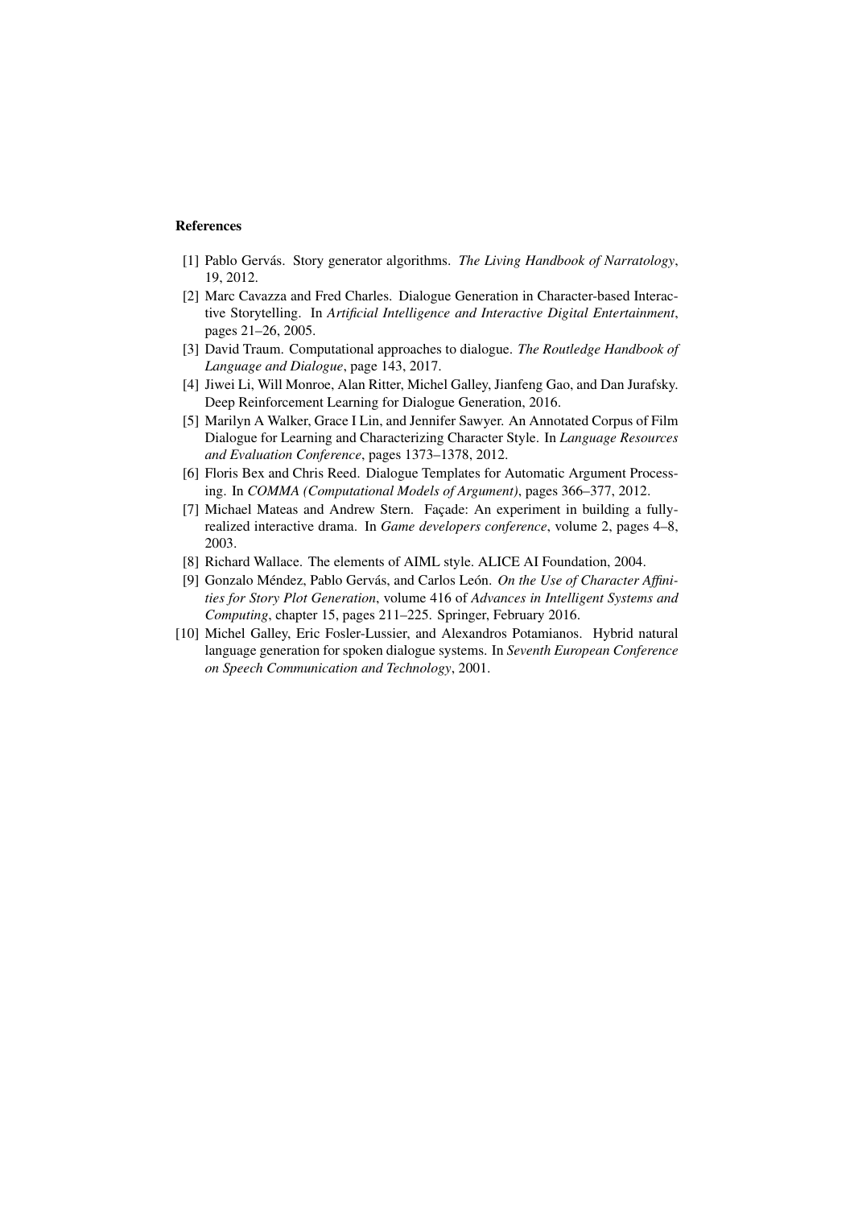#### References

[1] Pablo Gervás. Story generator algorithms. *The Living Handbook of Narratology*, 19, 2012.

[2] Marc Cavazza and Fred Charles. Dialogue Generation in Character-based Interactive Storytelling. In *Artificial Intelligence and Interactive Digital Entertainment*, pages 21–26, 2005.

[3] David Traum. Computational approaches to dialogue. *The Routledge Handbook of Language and Dialogue*, page 143, 2017.

[4] Jiwei Li, Will Monroe, Alan Ritter, Michel Galley, Jianfeng Gao, and Dan Jurafsky. Deep Reinforcement Learning for Dialogue Generation, 2016.

[5] Marilyn A Walker, Grace I Lin, and Jennifer Sawyer. An Annotated Corpus of Film Dialogue for Learning and Characterizing Character Style. In *Language Resources and Evaluation Conference*, pages 1373–1378, 2012.

[6] Floris Bex and Chris Reed. Dialogue Templates for Automatic Argument Processing. In *COMMA (Computational Models of Argument)*, pages 366–377, 2012.

[7] Michael Mateas and Andrew Stern. Façade: An experiment in building a fully-realized interactive drama. In *Game developers conference*, volume 2, pages 4–8, 2003.

[8] Richard Wallace. The elements of AIML style. ALICE AI Foundation, 2004.

[9] Gonzalo Méndez, Pablo Gervás, and Carlos León. *On the Use of Character Affinities for Story Plot Generation*, volume 416 of *Advances in Intelligent Systems and Computing*, chapter 15, pages 211–225. Springer, February 2016.

[10] Michel Galley, Eric Fosler-Lussier, and Alexandros Potamianos. Hybrid natural language generation for spoken dialogue systems. In *Seventh European Conference on Speech Communication and Technology*, 2001.